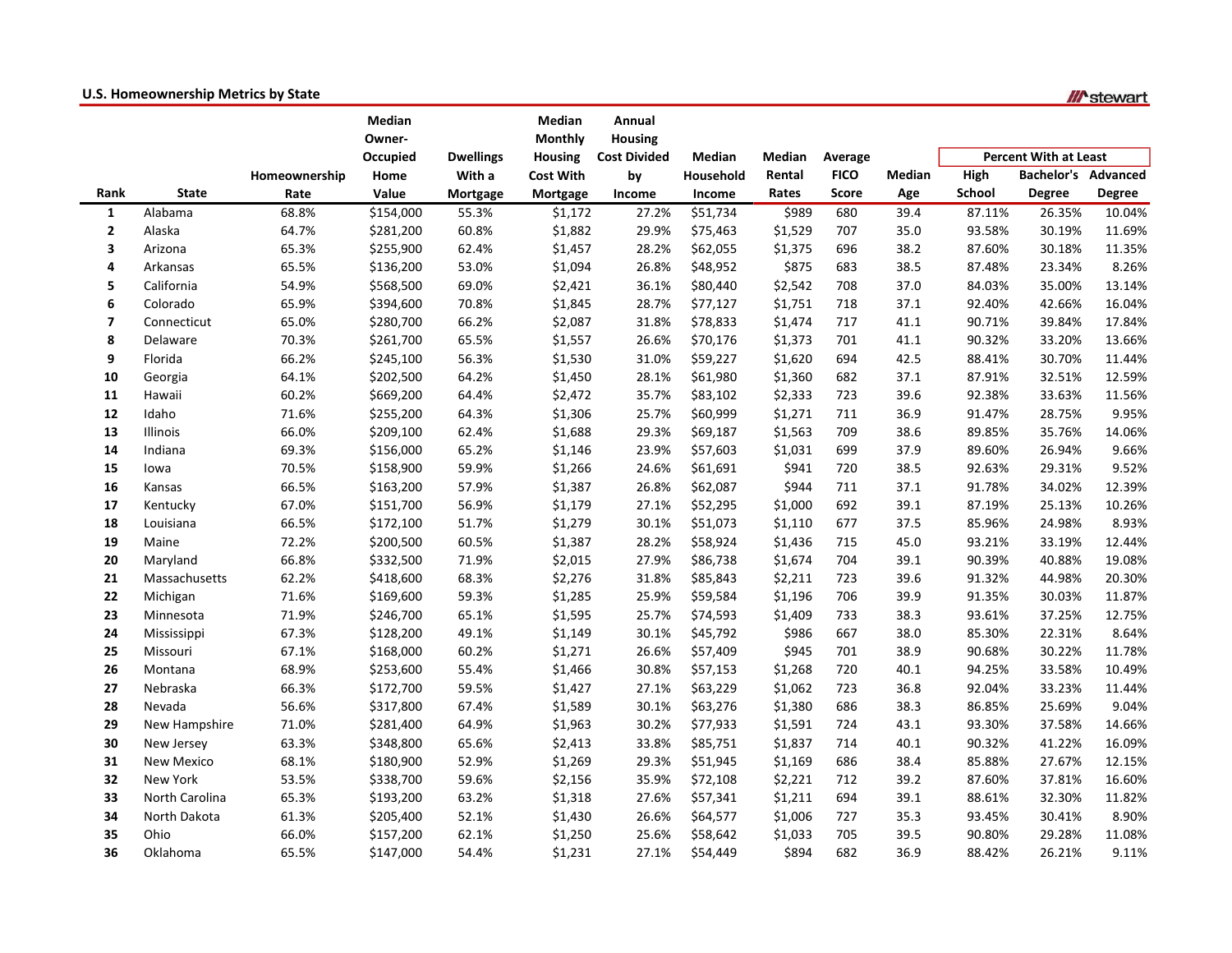## U.S. Homeownership Metrics by State

| Rank | State | Homeownership Rate | Median Owner-Occupied Home Value | Dwellings With a Mortgage | Median Monthly Housing Cost With Mortgage | Annual Housing Cost Divided by Income | Median Household Income | Median Rental Rates | Average FICO Score | Median Age | Percent With at Least | | |
|---|---|---|---|---|---|---|---|---|---|---|---|---|---|
| | | | | | | | | | | | High School | Bachelor's Degree | Advanced Degree |
| 1 | Alabama | 68.8% | $154,000 | 55.3% | $1,172 | 27.2% | $51,734 | $989 | 680 | 39.4 | 87.11% | 26.35% | 10.04% |
| 2 | Alaska | 64.7% | $281,200 | 60.8% | $1,882 | 29.9% | $75,463 | $1,529 | 707 | 35.0 | 93.58% | 30.19% | 11.69% |
| 3 | Arizona | 65.3% | $255,900 | 62.4% | $1,457 | 28.2% | $62,055 | $1,375 | 696 | 38.2 | 87.60% | 30.18% | 11.35% |
| 4 | Arkansas | 65.5% | $136,200 | 53.0% | $1,094 | 26.8% | $48,952 | $875 | 683 | 38.5 | 87.48% | 23.34% | 8.26% |
| 5 | California | 54.9% | $568,500 | 69.0% | $2,421 | 36.1% | $80,440 | $2,542 | 708 | 37.0 | 84.03% | 35.00% | 13.14% |
| 6 | Colorado | 65.9% | $394,600 | 70.8% | $1,845 | 28.7% | $77,127 | $1,751 | 718 | 37.1 | 92.40% | 42.66% | 16.04% |
| 7 | Connecticut | 65.0% | $280,700 | 66.2% | $2,087 | 31.8% | $78,833 | $1,474 | 717 | 41.1 | 90.71% | 39.84% | 17.84% |
| 8 | Delaware | 70.3% | $261,700 | 65.5% | $1,557 | 26.6% | $70,176 | $1,373 | 701 | 41.1 | 90.32% | 33.20% | 13.66% |
| 9 | Florida | 66.2% | $245,100 | 56.3% | $1,530 | 31.0% | $59,227 | $1,620 | 694 | 42.5 | 88.41% | 30.70% | 11.44% |
| 10 | Georgia | 64.1% | $202,500 | 64.2% | $1,450 | 28.1% | $61,980 | $1,360 | 682 | 37.1 | 87.91% | 32.51% | 12.59% |
| 11 | Hawaii | 60.2% | $669,200 | 64.4% | $2,472 | 35.7% | $83,102 | $2,333 | 723 | 39.6 | 92.38% | 33.63% | 11.56% |
| 12 | Idaho | 71.6% | $255,200 | 64.3% | $1,306 | 25.7% | $60,999 | $1,271 | 711 | 36.9 | 91.47% | 28.75% | 9.95% |
| 13 | Illinois | 66.0% | $209,100 | 62.4% | $1,688 | 29.3% | $69,187 | $1,563 | 709 | 38.6 | 89.85% | 35.76% | 14.06% |
| 14 | Indiana | 69.3% | $156,000 | 65.2% | $1,146 | 23.9% | $57,603 | $1,031 | 699 | 37.9 | 89.60% | 26.94% | 9.66% |
| 15 | Iowa | 70.5% | $158,900 | 59.9% | $1,266 | 24.6% | $61,691 | $941 | 720 | 38.5 | 92.63% | 29.31% | 9.52% |
| 16 | Kansas | 66.5% | $163,200 | 57.9% | $1,387 | 26.8% | $62,087 | $944 | 711 | 37.1 | 91.78% | 34.02% | 12.39% |
| 17 | Kentucky | 67.0% | $151,700 | 56.9% | $1,179 | 27.1% | $52,295 | $1,000 | 692 | 39.1 | 87.19% | 25.13% | 10.26% |
| 18 | Louisiana | 66.5% | $172,100 | 51.7% | $1,279 | 30.1% | $51,073 | $1,110 | 677 | 37.5 | 85.96% | 24.98% | 8.93% |
| 19 | Maine | 72.2% | $200,500 | 60.5% | $1,387 | 28.2% | $58,924 | $1,436 | 715 | 45.0 | 93.21% | 33.19% | 12.44% |
| 20 | Maryland | 66.8% | $332,500 | 71.9% | $2,015 | 27.9% | $86,738 | $1,674 | 704 | 39.1 | 90.39% | 40.88% | 19.08% |
| 21 | Massachusetts | 62.2% | $418,600 | 68.3% | $2,276 | 31.8% | $85,843 | $2,211 | 723 | 39.6 | 91.32% | 44.98% | 20.30% |
| 22 | Michigan | 71.6% | $169,600 | 59.3% | $1,285 | 25.9% | $59,584 | $1,196 | 706 | 39.9 | 91.35% | 30.03% | 11.87% |
| 23 | Minnesota | 71.9% | $246,700 | 65.1% | $1,595 | 25.7% | $74,593 | $1,409 | 733 | 38.3 | 93.61% | 37.25% | 12.75% |
| 24 | Mississippi | 67.3% | $128,200 | 49.1% | $1,149 | 30.1% | $45,792 | $986 | 667 | 38.0 | 85.30% | 22.31% | 8.64% |
| 25 | Missouri | 67.1% | $168,000 | 60.2% | $1,271 | 26.6% | $57,409 | $945 | 701 | 38.9 | 90.68% | 30.22% | 11.78% |
| 26 | Montana | 68.9% | $253,600 | 55.4% | $1,466 | 30.8% | $57,153 | $1,268 | 720 | 40.1 | 94.25% | 33.58% | 10.49% |
| 27 | Nebraska | 66.3% | $172,700 | 59.5% | $1,427 | 27.1% | $63,229 | $1,062 | 723 | 36.8 | 92.04% | 33.23% | 11.44% |
| 28 | Nevada | 56.6% | $317,800 | 67.4% | $1,589 | 30.1% | $63,276 | $1,380 | 686 | 38.3 | 86.85% | 25.69% | 9.04% |
| 29 | New Hampshire | 71.0% | $281,400 | 64.9% | $1,963 | 30.2% | $77,933 | $1,591 | 724 | 43.1 | 93.30% | 37.58% | 14.66% |
| 30 | New Jersey | 63.3% | $348,800 | 65.6% | $2,413 | 33.8% | $85,751 | $1,837 | 714 | 40.1 | 90.32% | 41.22% | 16.09% |
| 31 | New Mexico | 68.1% | $180,900 | 52.9% | $1,269 | 29.3% | $51,945 | $1,169 | 686 | 38.4 | 85.88% | 27.67% | 12.15% |
| 32 | New York | 53.5% | $338,700 | 59.6% | $2,156 | 35.9% | $72,108 | $2,221 | 712 | 39.2 | 87.60% | 37.81% | 16.60% |
| 33 | North Carolina | 65.3% | $193,200 | 63.2% | $1,318 | 27.6% | $57,341 | $1,211 | 694 | 39.1 | 88.61% | 32.30% | 11.82% |
| 34 | North Dakota | 61.3% | $205,400 | 52.1% | $1,430 | 26.6% | $64,577 | $1,006 | 727 | 35.3 | 93.45% | 30.41% | 8.90% |
| 35 | Ohio | 66.0% | $157,200 | 62.1% | $1,250 | 25.6% | $58,642 | $1,033 | 705 | 39.5 | 90.80% | 29.28% | 11.08% |
| 36 | Oklahoma | 65.5% | $147,000 | 54.4% | $1,231 | 27.1% | $54,449 | $894 | 682 | 36.9 | 88.42% | 26.21% | 9.11% |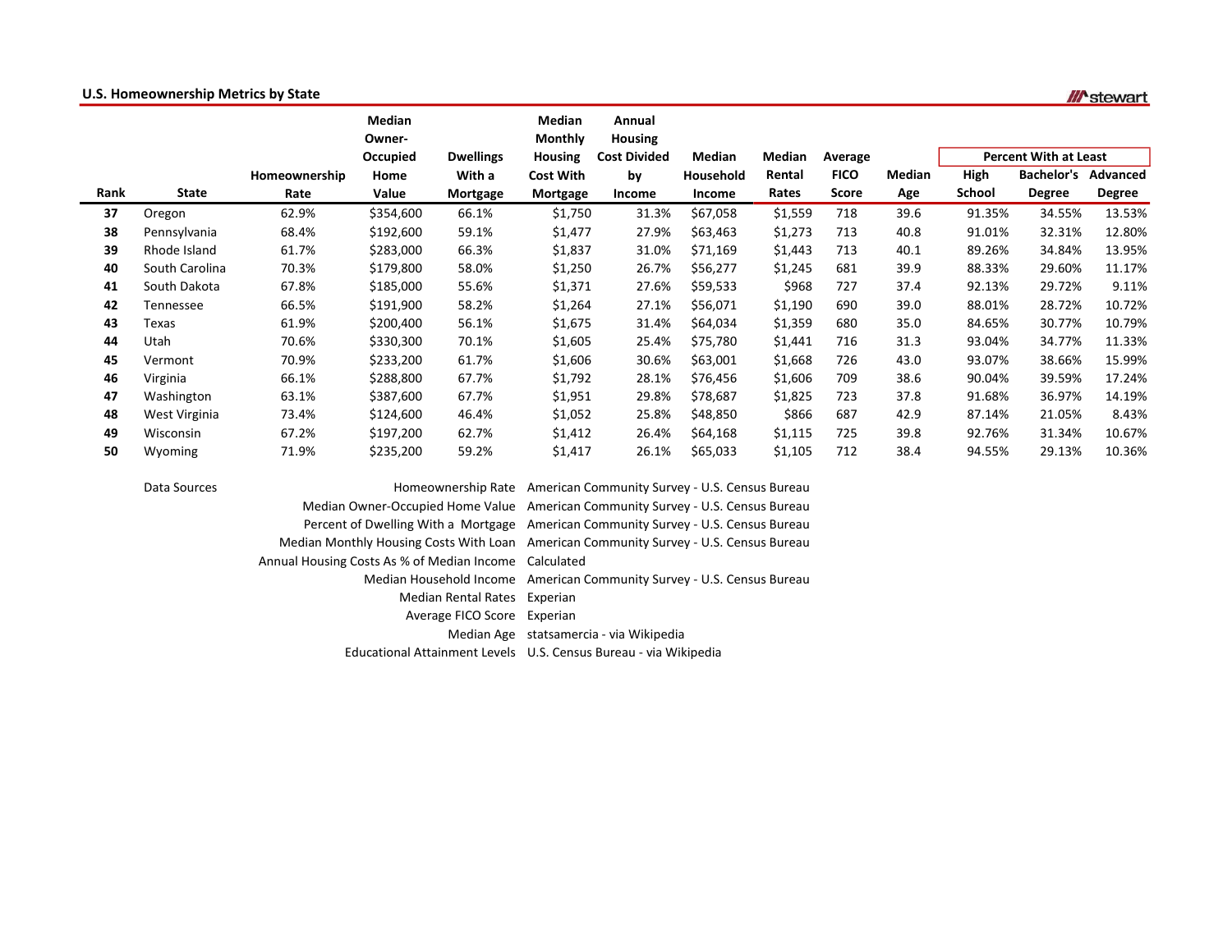## U.S. Homeownership Metrics by State

| Rank | State | Homeownership Rate | Median Owner-Occupied Home Value | Dwellings With a Mortgage | Median Monthly Housing Cost With Mortgage | Annual Housing Cost Divided by Income | Median Household Income | Median Rental Rates | Average FICO Score | Median Age | Percent With at Least High School | | |
|---|---|---|---|---|---|---|---|---|---|---|---|---|---|
| | | | | | | | | | | | High School | Bachelor's Degree | Advanced Degree |
| 37 | Oregon | 62.9% | $354,600 | 66.1% | $1,750 | 31.3% | $67,058 | $1,559 | 718 | 39.6 | 91.35% | 34.55% | 13.53% |
| 38 | Pennsylvania | 68.4% | $192,600 | 59.1% | $1,477 | 27.9% | $63,463 | $1,273 | 713 | 40.8 | 91.01% | 32.31% | 12.80% |
| 39 | Rhode Island | 61.7% | $283,000 | 66.3% | $1,837 | 31.0% | $71,169 | $1,443 | 713 | 40.1 | 89.26% | 34.84% | 13.95% |
| 40 | South Carolina | 70.3% | $179,800 | 58.0% | $1,250 | 26.7% | $56,277 | $1,245 | 681 | 39.9 | 88.33% | 29.60% | 11.17% |
| 41 | South Dakota | 67.8% | $185,000 | 55.6% | $1,371 | 27.6% | $59,533 | $968 | 727 | 37.4 | 92.13% | 29.72% | 9.11% |
| 42 | Tennessee | 66.5% | $191,900 | 58.2% | $1,264 | 27.1% | $56,071 | $1,190 | 690 | 39.0 | 88.01% | 28.72% | 10.72% |
| 43 | Texas | 61.9% | $200,400 | 56.1% | $1,675 | 31.4% | $64,034 | $1,359 | 680 | 35.0 | 84.65% | 30.77% | 10.79% |
| 44 | Utah | 70.6% | $330,300 | 70.1% | $1,605 | 25.4% | $75,780 | $1,441 | 716 | 31.3 | 93.04% | 34.77% | 11.33% |
| 45 | Vermont | 70.9% | $233,200 | 61.7% | $1,606 | 30.6% | $63,001 | $1,668 | 726 | 43.0 | 93.07% | 38.66% | 15.99% |
| 46 | Virginia | 66.1% | $288,800 | 67.7% | $1,792 | 28.1% | $76,456 | $1,606 | 709 | 38.6 | 90.04% | 39.59% | 17.24% |
| 47 | Washington | 63.1% | $387,600 | 67.7% | $1,951 | 29.8% | $78,687 | $1,825 | 723 | 37.8 | 91.68% | 36.97% | 14.19% |
| 48 | West Virginia | 73.4% | $124,600 | 46.4% | $1,052 | 25.8% | $48,850 | $866 | 687 | 42.9 | 87.14% | 21.05% | 8.43% |
| 49 | Wisconsin | 67.2% | $197,200 | 62.7% | $1,412 | 26.4% | $64,168 | $1,115 | 725 | 39.8 | 92.76% | 31.34% | 10.67% |
| 50 | Wyoming | 71.9% | $235,200 | 59.2% | $1,417 | 26.1% | $65,033 | $1,105 | 712 | 38.4 | 94.55% | 29.13% | 10.36% |

Data Sources

| | |
|---|---|
| Homeownership Rate | American Community Survey - U.S. Census Bureau |
| Median Owner-Occupied Home Value | American Community Survey - U.S. Census Bureau |
| Percent of Dwelling With a Mortgage | American Community Survey - U.S. Census Bureau |
| Median Monthly Housing Costs With Loan | American Community Survey - U.S. Census Bureau |
| Annual Housing Costs As % of Median Income | Calculated |
| Median Household Income | American Community Survey - U.S. Census Bureau |
| Median Rental Rates | Experian |
| Average FICO Score | Experian |
| Median Age | statsamercia - via Wikipedia |
| Educational Attainment Levels | U.S. Census Bureau - via Wikipedia |